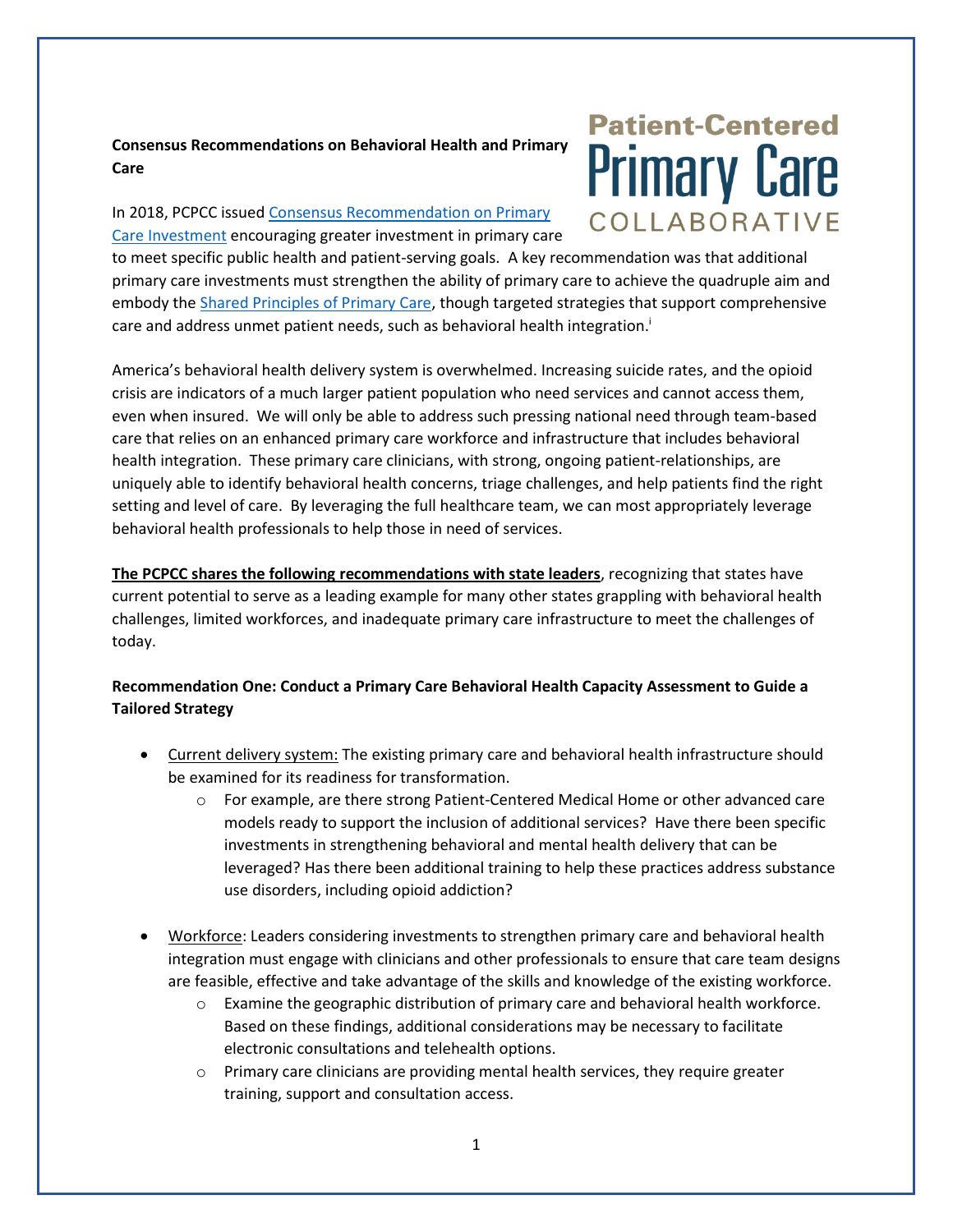**Consensus Recommendations on Behavioral Health and Primary Care**

Patient-Centered Primary Care COLLABORATIVE

In 2018, PCPCC issued Consensus Recommendation on Primary Care Investment encouraging greater investment in primary care to meet specific public health and patient-serving goals. A key recommendation was that additional primary care investments must strengthen the ability of primary care to achieve the quadruple aim and embody the Shared Principles of Primary Care, though targeted strategies that support comprehensive care and address unmet patient needs, such as behavioral health integration.[i]

America's behavioral health delivery system is overwhelmed. Increasing suicide rates, and the opioid crisis are indicators of a much larger patient population who need services and cannot access them, even when insured. We will only be able to address such pressing national need through team-based care that relies on an enhanced primary care workforce and infrastructure that includes behavioral health integration. These primary care clinicians, with strong, ongoing patient-relationships, are uniquely able to identify behavioral health concerns, triage challenges, and help patients find the right setting and level of care. By leveraging the full healthcare team, we can most appropriately leverage behavioral health professionals to help those in need of services.

**The PCPCC shares the following recommendations with state leaders**, recognizing that states have current potential to serve as a leading example for many other states grappling with behavioral health challenges, limited workforces, and inadequate primary care infrastructure to meet the challenges of today.

**Recommendation One: Conduct a Primary Care Behavioral Health Capacity Assessment to Guide a Tailored Strategy**

- Current delivery system: The existing primary care and behavioral health infrastructure should be examined for its readiness for transformation.
  - For example, are there strong Patient-Centered Medical Home or other advanced care models ready to support the inclusion of additional services? Have there been specific investments in strengthening behavioral and mental health delivery that can be leveraged? Has there been additional training to help these practices address substance use disorders, including opioid addiction?

- Workforce: Leaders considering investments to strengthen primary care and behavioral health integration must engage with clinicians and other professionals to ensure that care team designs are feasible, effective and take advantage of the skills and knowledge of the existing workforce.
  - Examine the geographic distribution of primary care and behavioral health workforce. Based on these findings, additional considerations may be necessary to facilitate electronic consultations and telehealth options.
  - Primary care clinicians are providing mental health services, they require greater training, support and consultation access.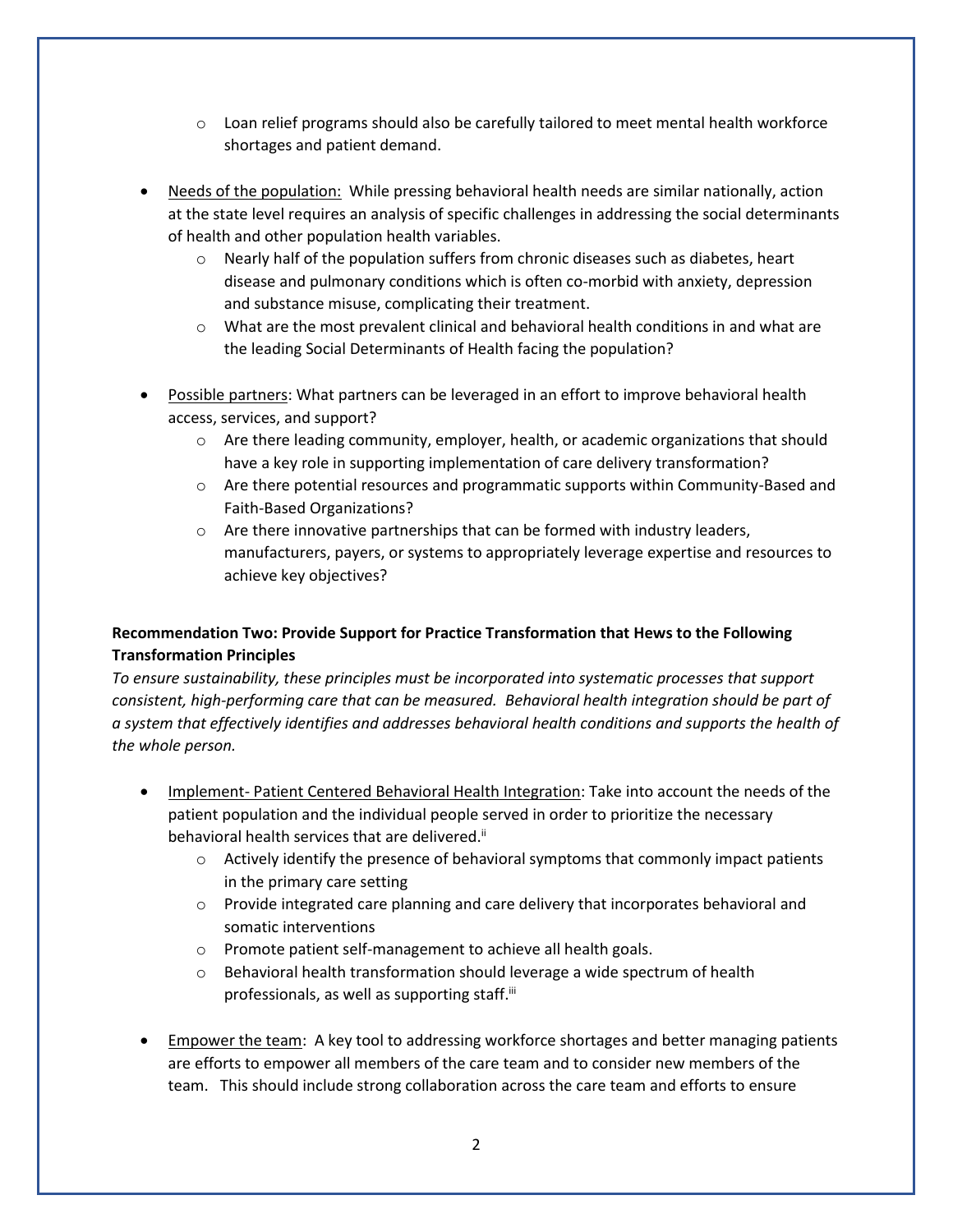- Loan relief programs should also be carefully tailored to meet mental health workforce shortages and patient demand.

- Needs of the population: While pressing behavioral health needs are similar nationally, action at the state level requires an analysis of specific challenges in addressing the social determinants of health and other population health variables.
  - Nearly half of the population suffers from chronic diseases such as diabetes, heart disease and pulmonary conditions which is often co-morbid with anxiety, depression and substance misuse, complicating their treatment.
  - What are the most prevalent clinical and behavioral health conditions in and what are the leading Social Determinants of Health facing the population?

- Possible partners: What partners can be leveraged in an effort to improve behavioral health access, services, and support?
  - Are there leading community, employer, health, or academic organizations that should have a key role in supporting implementation of care delivery transformation?
  - Are there potential resources and programmatic supports within Community-Based and Faith-Based Organizations?
  - Are there innovative partnerships that can be formed with industry leaders, manufacturers, payers, or systems to appropriately leverage expertise and resources to achieve key objectives?

**Recommendation Two: Provide Support for Practice Transformation that Hews to the Following Transformation Principles**

*To ensure sustainability, these principles must be incorporated into systematic processes that support consistent, high-performing care that can be measured. Behavioral health integration should be part of a system that effectively identifies and addresses behavioral health conditions and supports the health of the whole person.*

- Implement- Patient Centered Behavioral Health Integration: Take into account the needs of the patient population and the individual people served in order to prioritize the necessary behavioral health services that are delivered.[ii]
  - Actively identify the presence of behavioral symptoms that commonly impact patients in the primary care setting
  - Provide integrated care planning and care delivery that incorporates behavioral and somatic interventions
  - Promote patient self-management to achieve all health goals.
  - Behavioral health transformation should leverage a wide spectrum of health professionals, as well as supporting staff.[iii]

- Empower the team: A key tool to addressing workforce shortages and better managing patients are efforts to empower all members of the care team and to consider new members of the team. This should include strong collaboration across the care team and efforts to ensure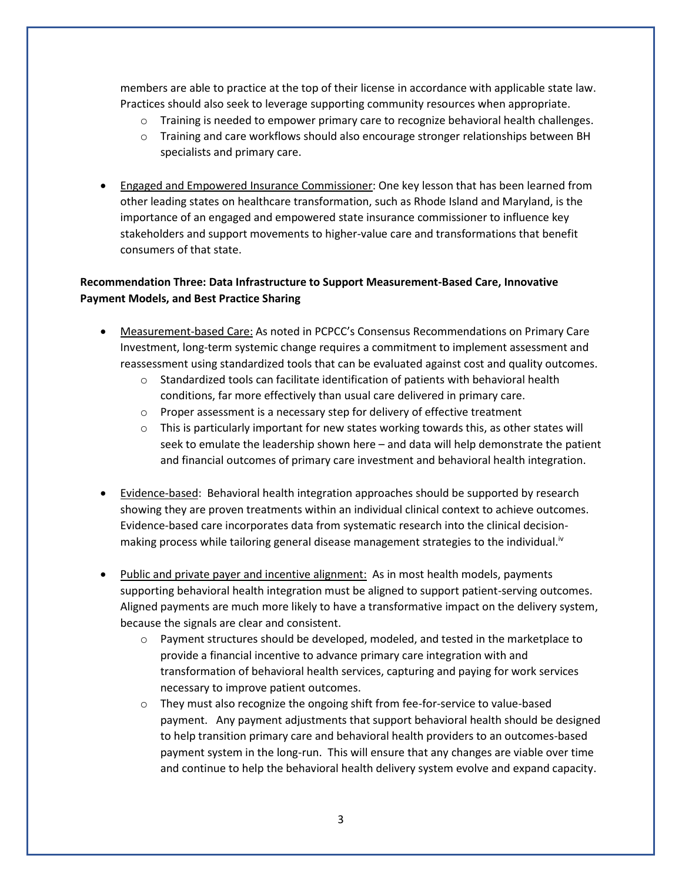members are able to practice at the top of their license in accordance with applicable state law. Practices should also seek to leverage supporting community resources when appropriate.

- Training is needed to empower primary care to recognize behavioral health challenges.
- Training and care workflows should also encourage stronger relationships between BH specialists and primary care.

- Engaged and Empowered Insurance Commissioner: One key lesson that has been learned from other leading states on healthcare transformation, such as Rhode Island and Maryland, is the importance of an engaged and empowered state insurance commissioner to influence key stakeholders and support movements to higher-value care and transformations that benefit consumers of that state.

**Recommendation Three: Data Infrastructure to Support Measurement-Based Care, Innovative Payment Models, and Best Practice Sharing**

- Measurement-based Care: As noted in PCPCC's Consensus Recommendations on Primary Care Investment, long-term systemic change requires a commitment to implement assessment and reassessment using standardized tools that can be evaluated against cost and quality outcomes.
  - Standardized tools can facilitate identification of patients with behavioral health conditions, far more effectively than usual care delivered in primary care.
  - Proper assessment is a necessary step for delivery of effective treatment
  - This is particularly important for new states working towards this, as other states will seek to emulate the leadership shown here – and data will help demonstrate the patient and financial outcomes of primary care investment and behavioral health integration.

- Evidence-based: Behavioral health integration approaches should be supported by research showing they are proven treatments within an individual clinical context to achieve outcomes. Evidence-based care incorporates data from systematic research into the clinical decision-making process while tailoring general disease management strategies to the individual.[iv]

- Public and private payer and incentive alignment: As in most health models, payments supporting behavioral health integration must be aligned to support patient-serving outcomes. Aligned payments are much more likely to have a transformative impact on the delivery system, because the signals are clear and consistent.
  - Payment structures should be developed, modeled, and tested in the marketplace to provide a financial incentive to advance primary care integration with and transformation of behavioral health services, capturing and paying for work services necessary to improve patient outcomes.
  - They must also recognize the ongoing shift from fee-for-service to value-based payment. Any payment adjustments that support behavioral health should be designed to help transition primary care and behavioral health providers to an outcomes-based payment system in the long-run. This will ensure that any changes are viable over time and continue to help the behavioral health delivery system evolve and expand capacity.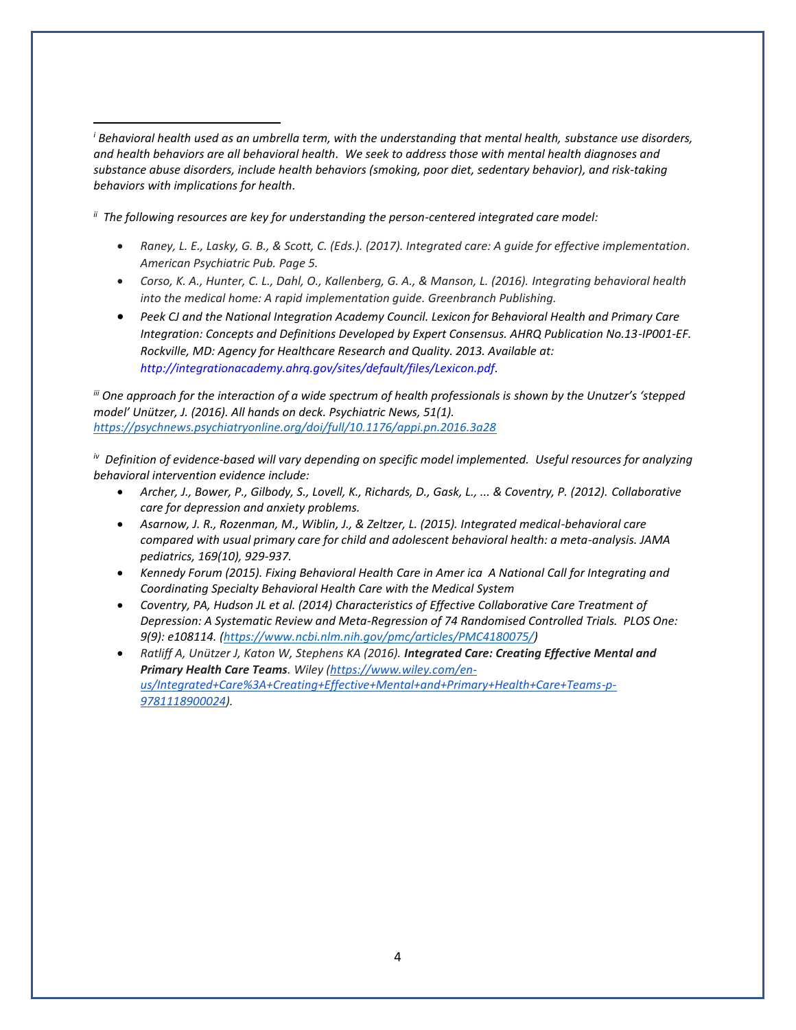---

[i] *Behavioral health used as an umbrella term, with the understanding that mental health, substance use disorders, and health behaviors are all behavioral health. We seek to address those with mental health diagnoses and substance abuse disorders, include health behaviors (smoking, poor diet, sedentary behavior), and risk-taking behaviors with implications for health.*

[ii] *The following resources are key for understanding the person-centered integrated care model:*

- *Raney, L. E., Lasky, G. B., & Scott, C. (Eds.). (2017). Integrated care: A guide for effective implementation. American Psychiatric Pub. Page 5.*
- *Corso, K. A., Hunter, C. L., Dahl, O., Kallenberg, G. A., & Manson, L. (2016). Integrating behavioral health into the medical home: A rapid implementation guide. Greenbranch Publishing.*
- *Peek CJ and the National Integration Academy Council. Lexicon for Behavioral Health and Primary Care Integration: Concepts and Definitions Developed by Expert Consensus. AHRQ Publication No.13-IP001-EF. Rockville, MD: Agency for Healthcare Research and Quality. 2013. Available at: http://integrationacademy.ahrq.gov/sites/default/files/Lexicon.pdf.*

[iii] *One approach for the interaction of a wide spectrum of health professionals is shown by the Unutzer's 'stepped model' Unützer, J. (2016). All hands on deck. Psychiatric News, 51(1). https://psychnews.psychiatryonline.org/doi/full/10.1176/appi.pn.2016.3a28*

[iv] *Definition of evidence-based will vary depending on specific model implemented. Useful resources for analyzing behavioral intervention evidence include:*

- *Archer, J., Bower, P., Gilbody, S., Lovell, K., Richards, D., Gask, L., ... & Coventry, P. (2012). Collaborative care for depression and anxiety problems.*
- *Asarnow, J. R., Rozenman, M., Wiblin, J., & Zeltzer, L. (2015). Integrated medical-behavioral care compared with usual primary care for child and adolescent behavioral health: a meta-analysis. JAMA pediatrics, 169(10), 929-937.*
- *Kennedy Forum (2015). Fixing Behavioral Health Care in Amer ica A National Call for Integrating and Coordinating Specialty Behavioral Health Care with the Medical System*
- *Coventry, PA, Hudson JL et al. (2014) Characteristics of Effective Collaborative Care Treatment of Depression: A Systematic Review and Meta-Regression of 74 Randomised Controlled Trials. PLOS One: 9(9): e108114. (https://www.ncbi.nlm.nih.gov/pmc/articles/PMC4180075/)*
- *Ratliff A, Unützer J, Katon W, Stephens KA (2016).* ***Integrated Care: Creating Effective Mental and Primary Health Care Teams****. Wiley (https://www.wiley.com/en-us/Integrated+Care%3A+Creating+Effective+Mental+and+Primary+Health+Care+Teams-p-9781118900024).*